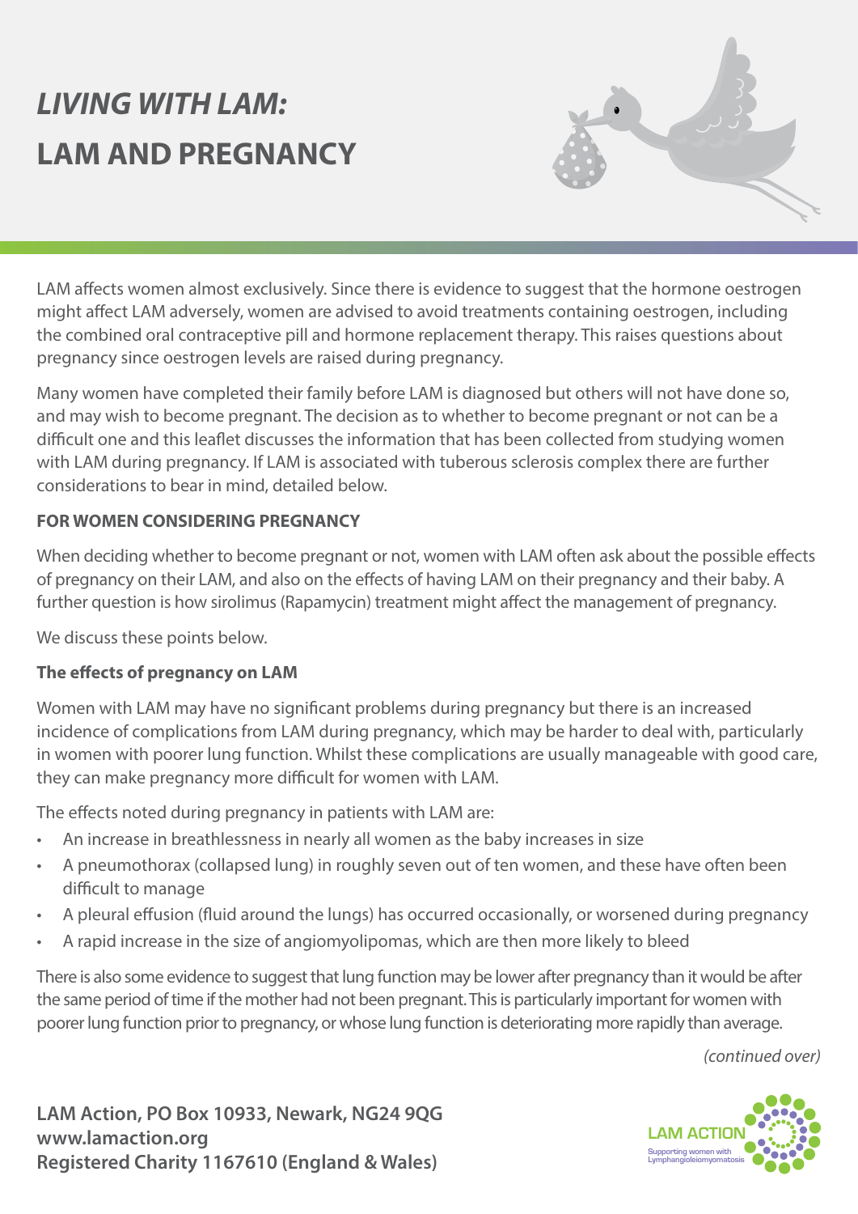# *LIVING WITH LAM:*
# LAM AND PREGNANCY

LAM affects women almost exclusively. Since there is evidence to suggest that the hormone oestrogen might affect LAM adversely, women are advised to avoid treatments containing oestrogen, including the combined oral contraceptive pill and hormone replacement therapy. This raises questions about pregnancy since oestrogen levels are raised during pregnancy.

Many women have completed their family before LAM is diagnosed but others will not have done so, and may wish to become pregnant. The decision as to whether to become pregnant or not can be a difficult one and this leaflet discusses the information that has been collected from studying women with LAM during pregnancy. If LAM is associated with tuberous sclerosis complex there are further considerations to bear in mind, detailed below.

## FOR WOMEN CONSIDERING PREGNANCY

When deciding whether to become pregnant or not, women with LAM often ask about the possible effects of pregnancy on their LAM, and also on the effects of having LAM on their pregnancy and their baby. A further question is how sirolimus (Rapamycin) treatment might affect the management of pregnancy.

We discuss these points below.

### The effects of pregnancy on LAM

Women with LAM may have no significant problems during pregnancy but there is an increased incidence of complications from LAM during pregnancy, which may be harder to deal with, particularly in women with poorer lung function. Whilst these complications are usually manageable with good care, they can make pregnancy more difficult for women with LAM.

The effects noted during pregnancy in patients with LAM are:

- An increase in breathlessness in nearly all women as the baby increases in size
- A pneumothorax (collapsed lung) in roughly seven out of ten women, and these have often been difficult to manage
- A pleural effusion (fluid around the lungs) has occurred occasionally, or worsened during pregnancy
- A rapid increase in the size of angiomyolipomas, which are then more likely to bleed

There is also some evidence to suggest that lung function may be lower after pregnancy than it would be after the same period of time if the mother had not been pregnant. This is particularly important for women with poorer lung function prior to pregnancy, or whose lung function is deteriorating more rapidly than average.

*(continued over)*

**LAM Action, PO Box 10933, Newark, NG24 9QG**
**www.lamaction.org**
**Registered Charity 1167610 (England & Wales)**

LAM ACTION
Supporting women with Lymphangioleiomyomatosis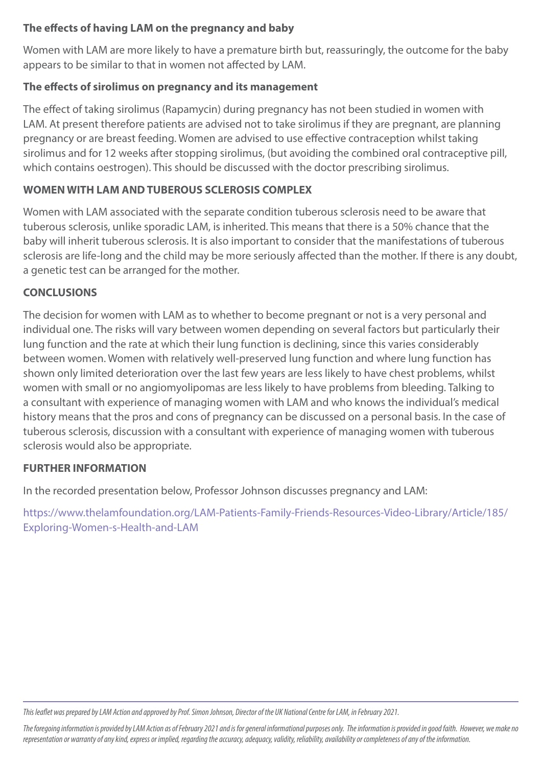### The effects of having LAM on the pregnancy and baby

Women with LAM are more likely to have a premature birth but, reassuringly, the outcome for the baby appears to be similar to that in women not affected by LAM.

### The effects of sirolimus on pregnancy and its management

The effect of taking sirolimus (Rapamycin) during pregnancy has not been studied in women with LAM. At present therefore patients are advised not to take sirolimus if they are pregnant, are planning pregnancy or are breast feeding. Women are advised to use effective contraception whilst taking sirolimus and for 12 weeks after stopping sirolimus, (but avoiding the combined oral contraceptive pill, which contains oestrogen). This should be discussed with the doctor prescribing sirolimus.

## WOMEN WITH LAM AND TUBEROUS SCLEROSIS COMPLEX

Women with LAM associated with the separate condition tuberous sclerosis need to be aware that tuberous sclerosis, unlike sporadic LAM, is inherited. This means that there is a 50% chance that the baby will inherit tuberous sclerosis. It is also important to consider that the manifestations of tuberous sclerosis are life-long and the child may be more seriously affected than the mother. If there is any doubt, a genetic test can be arranged for the mother.

## CONCLUSIONS

The decision for women with LAM as to whether to become pregnant or not is a very personal and individual one. The risks will vary between women depending on several factors but particularly their lung function and the rate at which their lung function is declining, since this varies considerably between women. Women with relatively well-preserved lung function and where lung function has shown only limited deterioration over the last few years are less likely to have chest problems, whilst women with small or no angiomyolipomas are less likely to have problems from bleeding. Talking to a consultant with experience of managing women with LAM and who knows the individual's medical history means that the pros and cons of pregnancy can be discussed on a personal basis. In the case of tuberous sclerosis, discussion with a consultant with experience of managing women with tuberous sclerosis would also be appropriate.

## FURTHER INFORMATION

In the recorded presentation below, Professor Johnson discusses pregnancy and LAM:

https://www.thelamfoundation.org/LAM-Patients-Family-Friends-Resources-Video-Library/Article/185/Exploring-Women-s-Health-and-LAM

---

*This leaflet was prepared by LAM Action and approved by Prof. Simon Johnson, Director of the UK National Centre for LAM, in February 2021.*

*The foregoing information is provided by LAM Action as of February 2021 and is for general informational purposes only. The information is provided in good faith. However, we make no representation or warranty of any kind, express or implied, regarding the accuracy, adequacy, validity, reliability, availability or completeness of any of the information.*